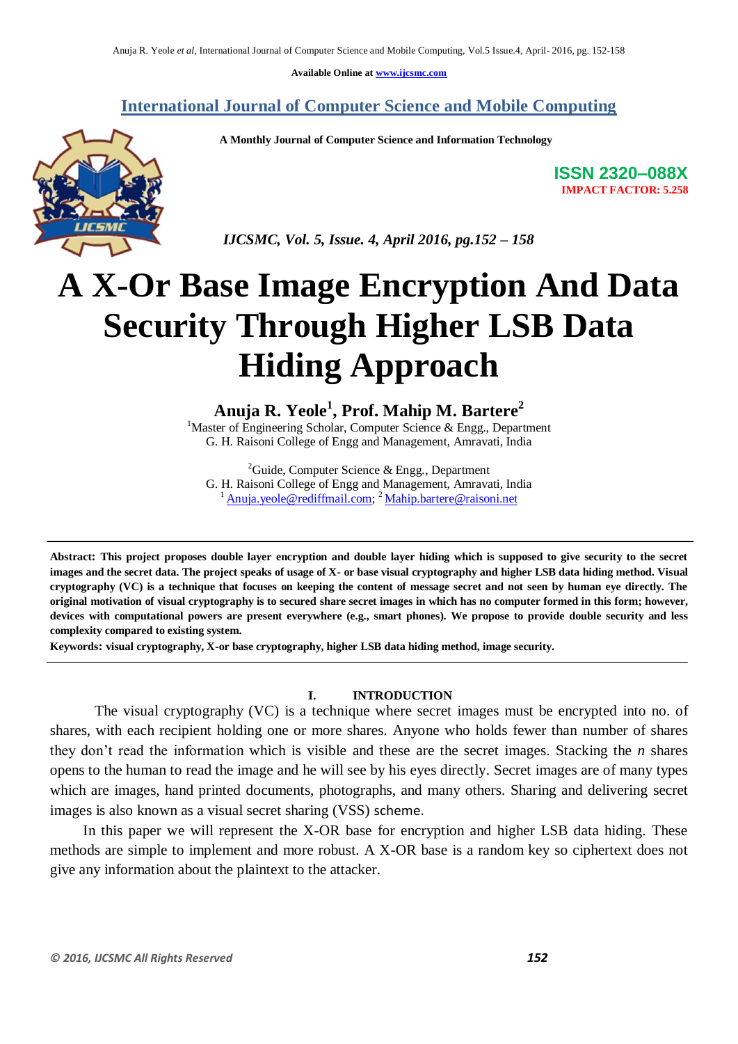Available Online at www.ijcsmc.com

**International Journal of Computer Science and Mobile Computing**

**A Monthly Journal of Computer Science and Information Technology**

**ISSN 2320–088X**
**IMPACT FACTOR: 5.258**

*IJCSMC, Vol. 5, Issue. 4, April 2016, pg.152 – 158*

# A X-Or Base Image Encryption And Data Security Through Higher LSB Data Hiding Approach

**Anuja R. Yeole[1], Prof. Mahip M. Bartere[2]**

[1]Master of Engineering Scholar, Computer Science & Engg., Department
G. H. Raisoni College of Engg and Management, Amravati, India

[2]Guide, Computer Science & Engg., Department
G. H. Raisoni College of Engg and Management, Amravati, India
[1] Anuja.yeole@rediffmail.com; [2] Mahip.bartere@raisoni.net

---

**Abstract: This project proposes double layer encryption and double layer hiding which is supposed to give security to the secret images and the secret data. The project speaks of usage of X- or base visual cryptography and higher LSB data hiding method. Visual cryptography (VC) is a technique that focuses on keeping the content of message secret and not seen by human eye directly. The original motivation of visual cryptography is to secured share secret images in which has no computer formed in this form; however, devices with computational powers are present everywhere (e.g., smart phones). We propose to provide double security and less complexity compared to existing system.**

**Keywords: visual cryptography, X-or base cryptography, higher LSB data hiding method, image security.**

---

## I. INTRODUCTION

The visual cryptography (VC) is a technique where secret images must be encrypted into no. of shares, with each recipient holding one or more shares. Anyone who holds fewer than number of shares they don't read the information which is visible and these are the secret images. Stacking the *n* shares opens to the human to read the image and he will see by his eyes directly. Secret images are of many types which are images, hand printed documents, photographs, and many others. Sharing and delivering secret images is also known as a visual secret sharing (VSS) scheme.

In this paper we will represent the X-OR base for encryption and higher LSB data hiding. These methods are simple to implement and more robust. A X-OR base is a random key so ciphertext does not give any information about the plaintext to the attacker.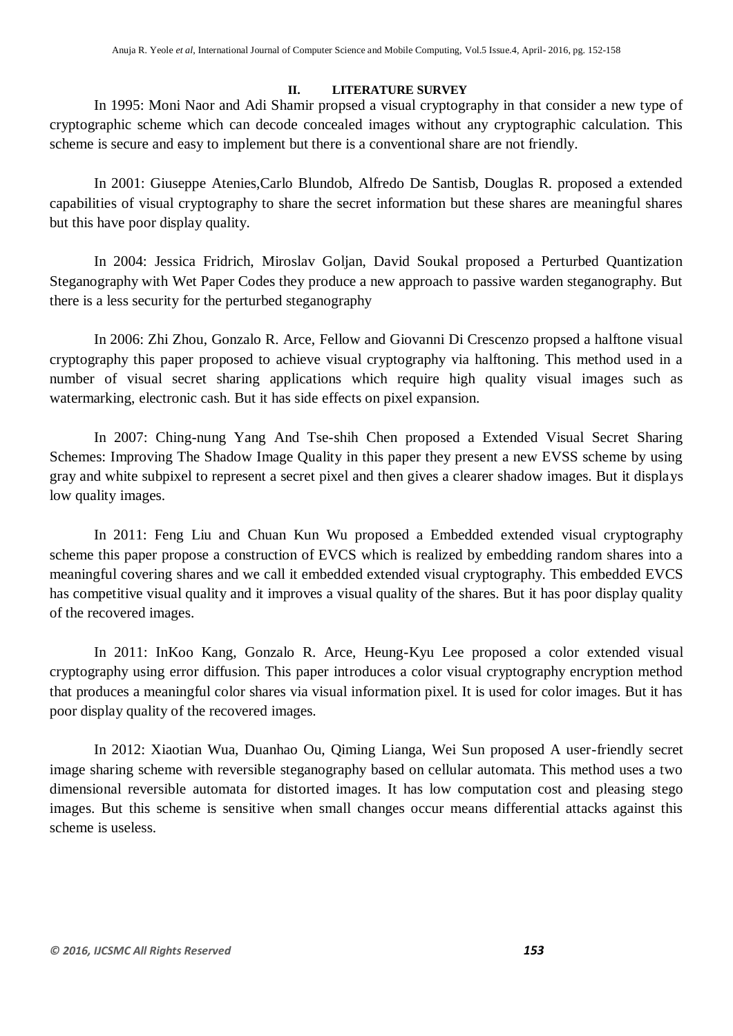## II. LITERATURE SURVEY

In 1995: Moni Naor and Adi Shamir propsed a visual cryptography in that consider a new type of cryptographic scheme which can decode concealed images without any cryptographic calculation. This scheme is secure and easy to implement but there is a conventional share are not friendly.

In 2001: Giuseppe Atenies,Carlo Blundob, Alfredo De Santisb, Douglas R. proposed a extended capabilities of visual cryptography to share the secret information but these shares are meaningful shares but this have poor display quality.

In 2004: Jessica Fridrich, Miroslav Goljan, David Soukal proposed a Perturbed Quantization Steganography with Wet Paper Codes they produce a new approach to passive warden steganography. But there is a less security for the perturbed steganography

In 2006: Zhi Zhou, Gonzalo R. Arce, Fellow and Giovanni Di Crescenzo propsed a halftone visual cryptography this paper proposed to achieve visual cryptography via halftoning. This method used in a number of visual secret sharing applications which require high quality visual images such as watermarking, electronic cash. But it has side effects on pixel expansion.

In 2007: Ching-nung Yang And Tse-shih Chen proposed a Extended Visual Secret Sharing Schemes: Improving The Shadow Image Quality in this paper they present a new EVSS scheme by using gray and white subpixel to represent a secret pixel and then gives a clearer shadow images. But it displays low quality images.

In 2011: Feng Liu and Chuan Kun Wu proposed a Embedded extended visual cryptography scheme this paper propose a construction of EVCS which is realized by embedding random shares into a meaningful covering shares and we call it embedded extended visual cryptography. This embedded EVCS has competitive visual quality and it improves a visual quality of the shares. But it has poor display quality of the recovered images.

In 2011: InKoo Kang, Gonzalo R. Arce, Heung-Kyu Lee proposed a color extended visual cryptography using error diffusion. This paper introduces a color visual cryptography encryption method that produces a meaningful color shares via visual information pixel. It is used for color images. But it has poor display quality of the recovered images.

In 2012: Xiaotian Wua, Duanhao Ou, Qiming Lianga, Wei Sun proposed A user-friendly secret image sharing scheme with reversible steganography based on cellular automata. This method uses a two dimensional reversible automata for distorted images. It has low computation cost and pleasing stego images. But this scheme is sensitive when small changes occur means differential attacks against this scheme is useless.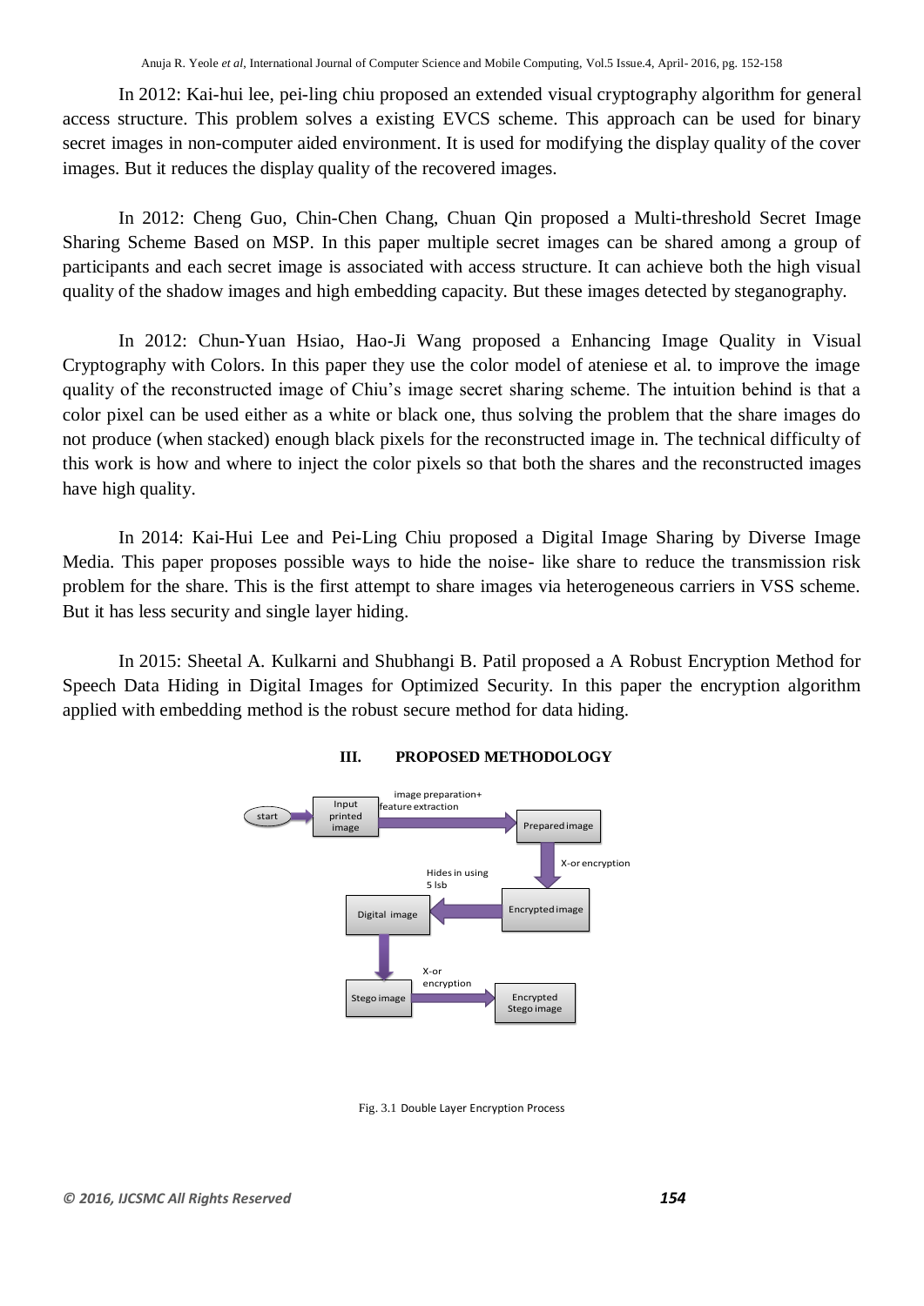In 2012: Kai-hui lee, pei-ling chiu proposed an extended visual cryptography algorithm for general access structure. This problem solves a existing EVCS scheme. This approach can be used for binary secret images in non-computer aided environment. It is used for modifying the display quality of the cover images. But it reduces the display quality of the recovered images.

In 2012: Cheng Guo, Chin-Chen Chang, Chuan Qin proposed a Multi-threshold Secret Image Sharing Scheme Based on MSP. In this paper multiple secret images can be shared among a group of participants and each secret image is associated with access structure. It can achieve both the high visual quality of the shadow images and high embedding capacity. But these images detected by steganography.

In 2012: Chun-Yuan Hsiao, Hao-Ji Wang proposed a Enhancing Image Quality in Visual Cryptography with Colors. In this paper they use the color model of ateniese et al. to improve the image quality of the reconstructed image of Chiu's image secret sharing scheme. The intuition behind is that a color pixel can be used either as a white or black one, thus solving the problem that the share images do not produce (when stacked) enough black pixels for the reconstructed image in. The technical difficulty of this work is how and where to inject the color pixels so that both the shares and the reconstructed images have high quality.

In 2014: Kai-Hui Lee and Pei-Ling Chiu proposed a Digital Image Sharing by Diverse Image Media. This paper proposes possible ways to hide the noise- like share to reduce the transmission risk problem for the share. This is the first attempt to share images via heterogeneous carriers in VSS scheme. But it has less security and single layer hiding.

In 2015: Sheetal A. Kulkarni and Shubhangi B. Patil proposed a A Robust Encryption Method for Speech Data Hiding in Digital Images for Optimized Security. In this paper the encryption algorithm applied with embedding method is the robust secure method for data hiding.

## III. PROPOSED METHODOLOGY

start → Input printed image → (image preparation+ feature extraction) → Prepared image → (X-or encryption) → Encrypted image → (Hides in using 5 lsb) → Digital image → Stego image → (X-or encryption) → Encrypted Stego image

Fig. 3.1 Double Layer Encryption Process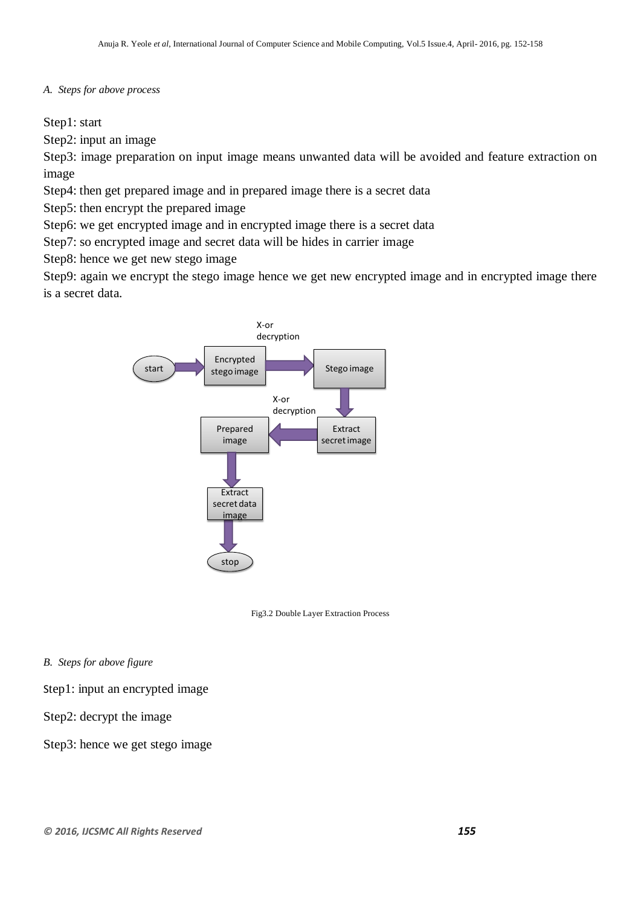*A. Steps for above process*

Step1: start

Step2: input an image

Step3: image preparation on input image means unwanted data will be avoided and feature extraction on image

Step4: then get prepared image and in prepared image there is a secret data

Step5: then encrypt the prepared image

Step6: we get encrypted image and in encrypted image there is a secret data

Step7: so encrypted image and secret data will be hides in carrier image

Step8: hence we get new stego image

Step9: again we encrypt the stego image hence we get new encrypted image and in encrypted image there is a secret data.

Fig3.2 Double Layer Extraction Process

*B. Steps for above figure*

Step1: input an encrypted image

Step2: decrypt the image

Step3: hence we get stego image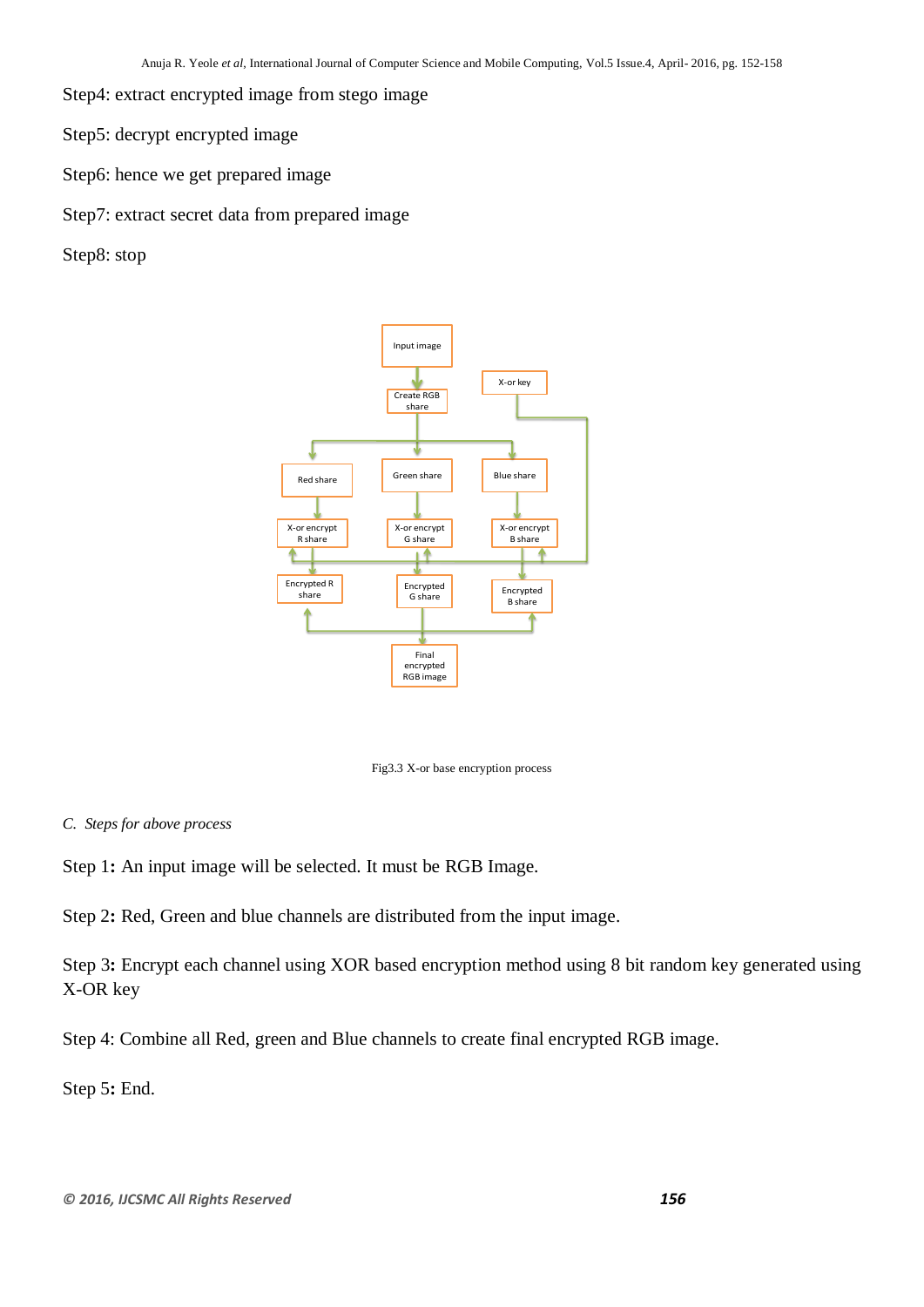Step4: extract encrypted image from stego image

Step5: decrypt encrypted image

Step6: hence we get prepared image

Step7: extract secret data from prepared image

Step8: stop

Fig3.3 X-or base encryption process

*C. Steps for above process*

Step 1**:** An input image will be selected. It must be RGB Image.

Step 2**:** Red, Green and blue channels are distributed from the input image.

Step 3**:** Encrypt each channel using XOR based encryption method using 8 bit random key generated using X-OR key

Step 4: Combine all Red, green and Blue channels to create final encrypted RGB image.

Step 5**:** End.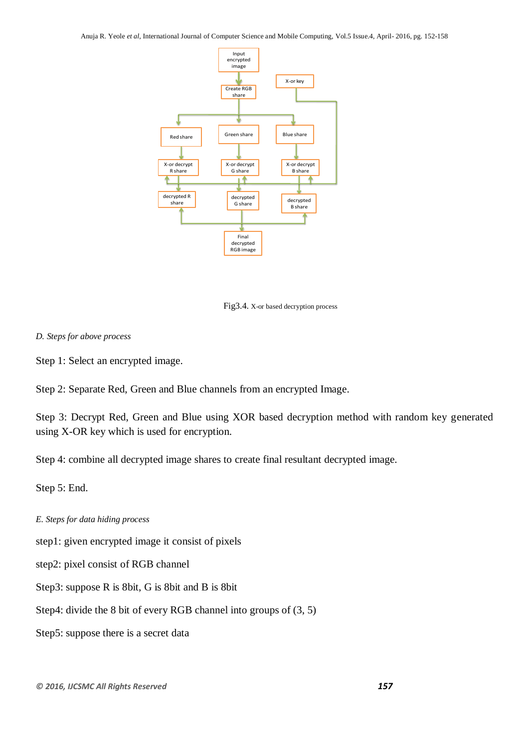Fig3.4. X-or based decryption process

*D. Steps for above process*

Step 1: Select an encrypted image.

Step 2: Separate Red, Green and Blue channels from an encrypted Image.

Step 3: Decrypt Red, Green and Blue using XOR based decryption method with random key generated using X-OR key which is used for encryption.

Step 4: combine all decrypted image shares to create final resultant decrypted image.

Step 5: End.

*E. Steps for data hiding process*

step1: given encrypted image it consist of pixels

step2: pixel consist of RGB channel

Step3: suppose R is 8bit, G is 8bit and B is 8bit

Step4: divide the 8 bit of every RGB channel into groups of (3, 5)

Step5: suppose there is a secret data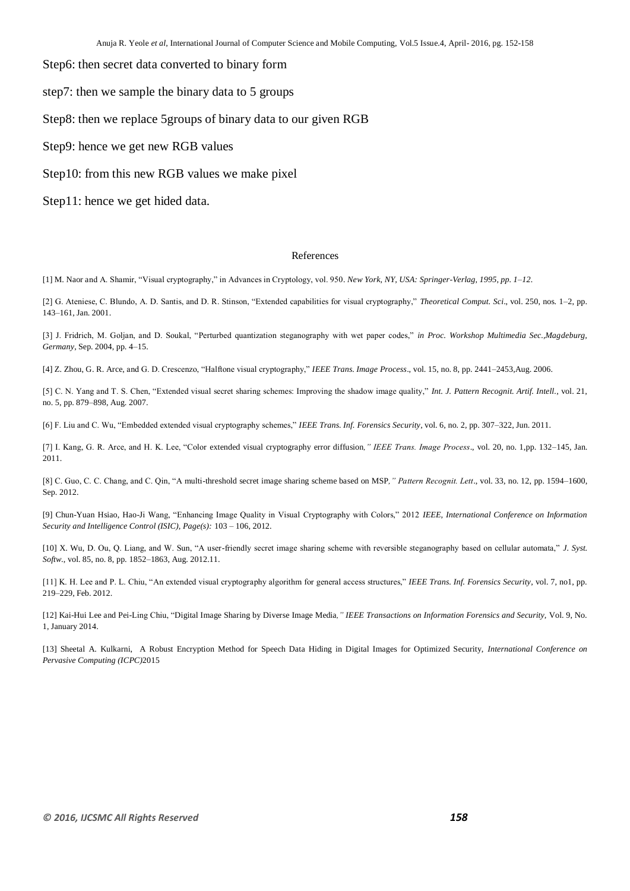Step6: then secret data converted to binary form

step7: then we sample the binary data to 5 groups

Step8: then we replace 5groups of binary data to our given RGB

Step9: hence we get new RGB values

Step10: from this new RGB values we make pixel

Step11: hence we get hided data.

## References

[1] M. Naor and A. Shamir, "Visual cryptography," in Advances in Cryptology, vol. 950. *New York, NY, USA: Springer-Verlag, 1995, pp. 1–12.*

[2] G. Ateniese, C. Blundo, A. D. Santis, and D. R. Stinson, "Extended capabilities for visual cryptography," *Theoretical Comput. Sci*., vol. 250, nos. 1–2, pp. 143–161, Jan. 2001.

[3] J. Fridrich, M. Goljan, and D. Soukal, "Perturbed quantization steganography with wet paper codes," *in Proc. Workshop Multimedia Sec.,Magdeburg, Germany*, Sep. 2004, pp. 4–15.

[4] Z. Zhou, G. R. Arce, and G. D. Crescenzo, "Halftone visual cryptography," *IEEE Trans. Image Process*., vol. 15, no. 8, pp. 2441–2453,Aug. 2006.

[5] C. N. Yang and T. S. Chen, "Extended visual secret sharing schemes: Improving the shadow image quality," *Int. J. Pattern Recognit. Artif. Intell.*, vol. 21, no. 5, pp. 879–898, Aug. 2007.

[6] F. Liu and C. Wu, "Embedded extended visual cryptography schemes," *IEEE Trans. Inf. Forensics Security*, vol. 6, no. 2, pp. 307–322, Jun. 2011.

[7] I. Kang, G. R. Arce, and H. K. Lee, "Color extended visual cryptography error diffusion*," IEEE Trans. Image Process*., vol. 20, no. 1,pp. 132–145, Jan. 2011.

[8] C. Guo, C. C. Chang, and C. Qin, "A multi-threshold secret image sharing scheme based on MSP*," Pattern Recognit. Lett*., vol. 33, no. 12, pp. 1594–1600, Sep. 2012.

[9] Chun-Yuan Hsiao, Hao-Ji Wang, "Enhancing Image Quality in Visual Cryptography with Colors," 2012 *IEEE, International Conference on Information Security and Intelligence Control (ISIC), Page(s):* 103 – 106, 2012.

[10] X. Wu, D. Ou, Q. Liang, and W. Sun, "A user-friendly secret image sharing scheme with reversible steganography based on cellular automata," *J. Syst. Softw*., vol. 85, no. 8, pp. 1852–1863, Aug. 2012.11.

[11] K. H. Lee and P. L. Chiu, "An extended visual cryptography algorithm for general access structures," *IEEE Trans. Inf. Forensics Security*, vol. 7, no1, pp. 219–229, Feb. 2012.

[12] Kai-Hui Lee and Pei-Ling Chiu, "Digital Image Sharing by Diverse Image Media*," IEEE Transactions on Information Forensics and Security,* Vol. 9, No. 1, January 2014.

[13] Sheetal A. Kulkarni, A Robust Encryption Method for Speech Data Hiding in Digital Images for Optimized Security, *International Conference on Pervasive Computing (ICPC)*2015